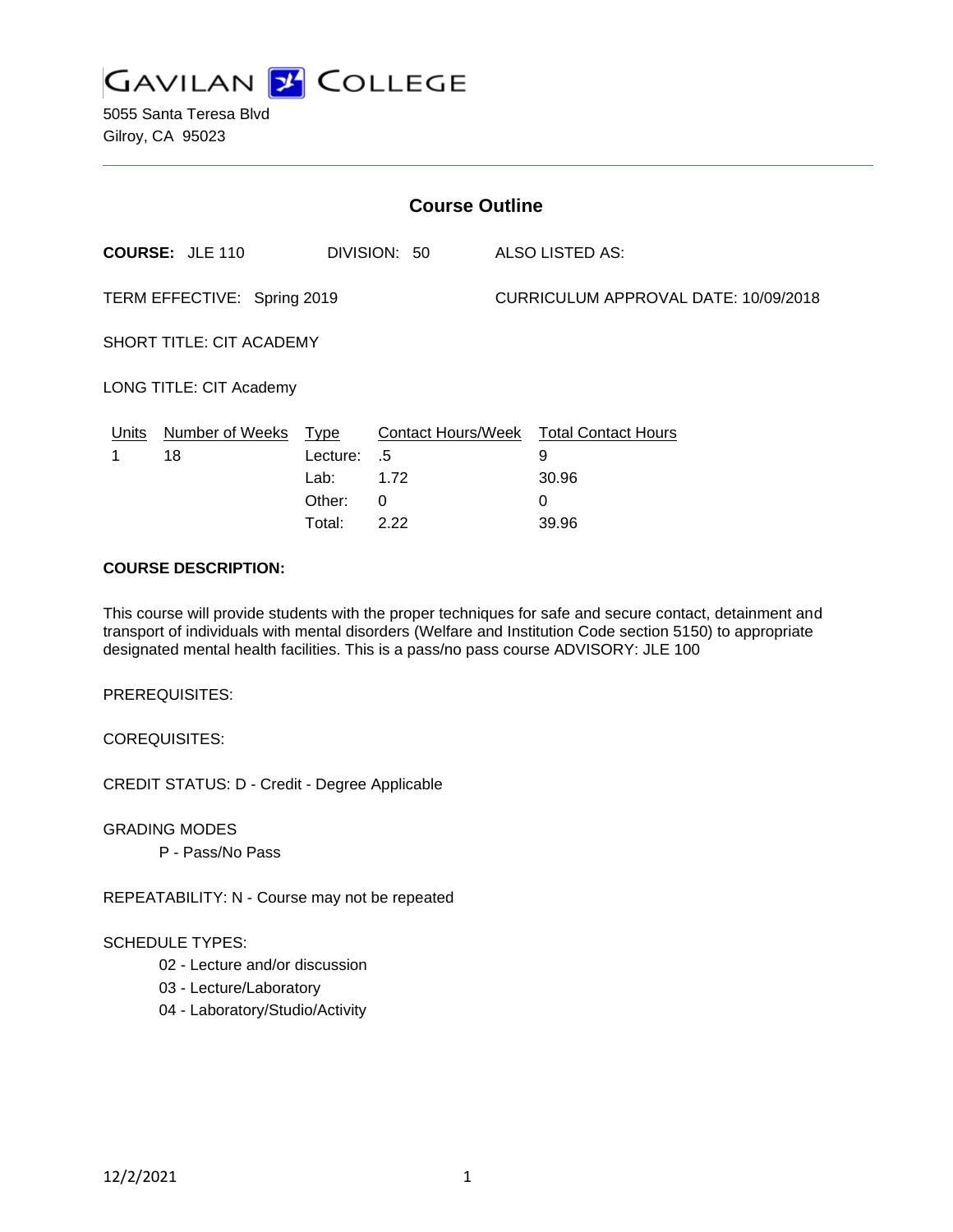# GAVILAN COLLEGE

5055 Santa Teresa Blvd
Gilroy, CA 95023

## Course Outline

**COURSE:** JLE 110 DIVISION: 50 ALSO LISTED AS:

TERM EFFECTIVE: Spring 2019 CURRICULUM APPROVAL DATE: 10/09/2018

SHORT TITLE: CIT ACADEMY

LONG TITLE: CIT Academy

| Units | Number of Weeks | Type | Contact Hours/Week | Total Contact Hours |
|---|---|---|---|---|
| 1 | 18 | Lecture: | .5 | 9 |
| | | Lab: | 1.72 | 30.96 |
| | | Other: | 0 | 0 |
| | | Total: | 2.22 | 39.96 |

**COURSE DESCRIPTION:**

This course will provide students with the proper techniques for safe and secure contact, detainment and transport of individuals with mental disorders (Welfare and Institution Code section 5150) to appropriate designated mental health facilities. This is a pass/no pass course ADVISORY: JLE 100

PREREQUISITES:

COREQUISITES:

CREDIT STATUS: D - Credit - Degree Applicable

GRADING MODES

P - Pass/No Pass

REPEATABILITY: N - Course may not be repeated

SCHEDULE TYPES:

02 - Lecture and/or discussion

03 - Lecture/Laboratory

04 - Laboratory/Studio/Activity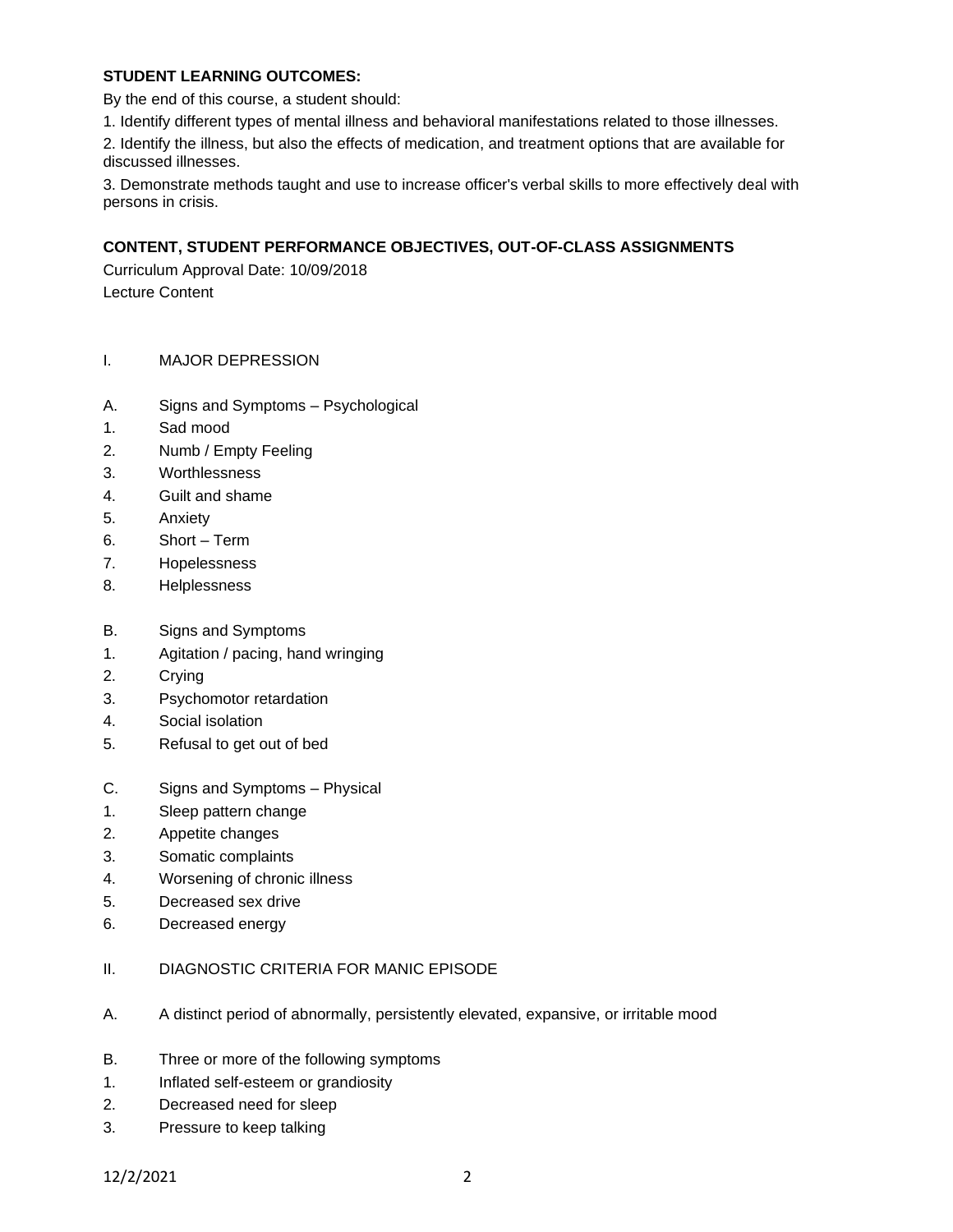**STUDENT LEARNING OUTCOMES:**

By the end of this course, a student should:

1. Identify different types of mental illness and behavioral manifestations related to those illnesses.
2. Identify the illness, but also the effects of medication, and treatment options that are available for discussed illnesses.
3. Demonstrate methods taught and use to increase officer's verbal skills to more effectively deal with persons in crisis.

**CONTENT, STUDENT PERFORMANCE OBJECTIVES, OUT-OF-CLASS ASSIGNMENTS**

Curriculum Approval Date: 10/09/2018

Lecture Content

I. MAJOR DEPRESSION

A. Signs and Symptoms – Psychological

1. Sad mood
2. Numb / Empty Feeling
3. Worthlessness
4. Guilt and shame
5. Anxiety
6. Short – Term
7. Hopelessness
8. Helplessness

B. Signs and Symptoms

1. Agitation / pacing, hand wringing
2. Crying
3. Psychomotor retardation
4. Social isolation
5. Refusal to get out of bed

C. Signs and Symptoms – Physical

1. Sleep pattern change
2. Appetite changes
3. Somatic complaints
4. Worsening of chronic illness
5. Decreased sex drive
6. Decreased energy

II. DIAGNOSTIC CRITERIA FOR MANIC EPISODE

A. A distinct period of abnormally, persistently elevated, expansive, or irritable mood

B. Three or more of the following symptoms

1. Inflated self-esteem or grandiosity
2. Decreased need for sleep
3. Pressure to keep talking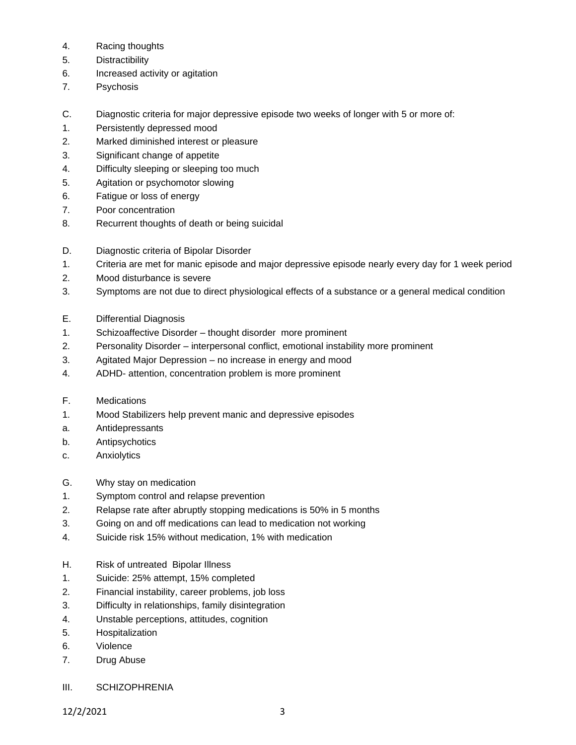4. Racing thoughts
5. Distractibility
6. Increased activity or agitation
7. Psychosis

C. Diagnostic criteria for major depressive episode two weeks of longer with 5 or more of:
1. Persistently depressed mood
2. Marked diminished interest or pleasure
3. Significant change of appetite
4. Difficulty sleeping or sleeping too much
5. Agitation or psychomotor slowing
6. Fatigue or loss of energy
7. Poor concentration
8. Recurrent thoughts of death or being suicidal

D. Diagnostic criteria of Bipolar Disorder
1. Criteria are met for manic episode and major depressive episode nearly every day for 1 week period
2. Mood disturbance is severe
3. Symptoms are not due to direct physiological effects of a substance or a general medical condition

E. Differential Diagnosis
1. Schizoaffective Disorder – thought disorder more prominent
2. Personality Disorder – interpersonal conflict, emotional instability more prominent
3. Agitated Major Depression – no increase in energy and mood
4. ADHD- attention, concentration problem is more prominent

F. Medications
1. Mood Stabilizers help prevent manic and depressive episodes
a. Antidepressants
b. Antipsychotics
c. Anxiolytics

G. Why stay on medication
1. Symptom control and relapse prevention
2. Relapse rate after abruptly stopping medications is 50% in 5 months
3. Going on and off medications can lead to medication not working
4. Suicide risk 15% without medication, 1% with medication

H. Risk of untreated Bipolar Illness
1. Suicide: 25% attempt, 15% completed
2. Financial instability, career problems, job loss
3. Difficulty in relationships, family disintegration
4. Unstable perceptions, attitudes, cognition
5. Hospitalization
6. Violence
7. Drug Abuse

III. SCHIZOPHRENIA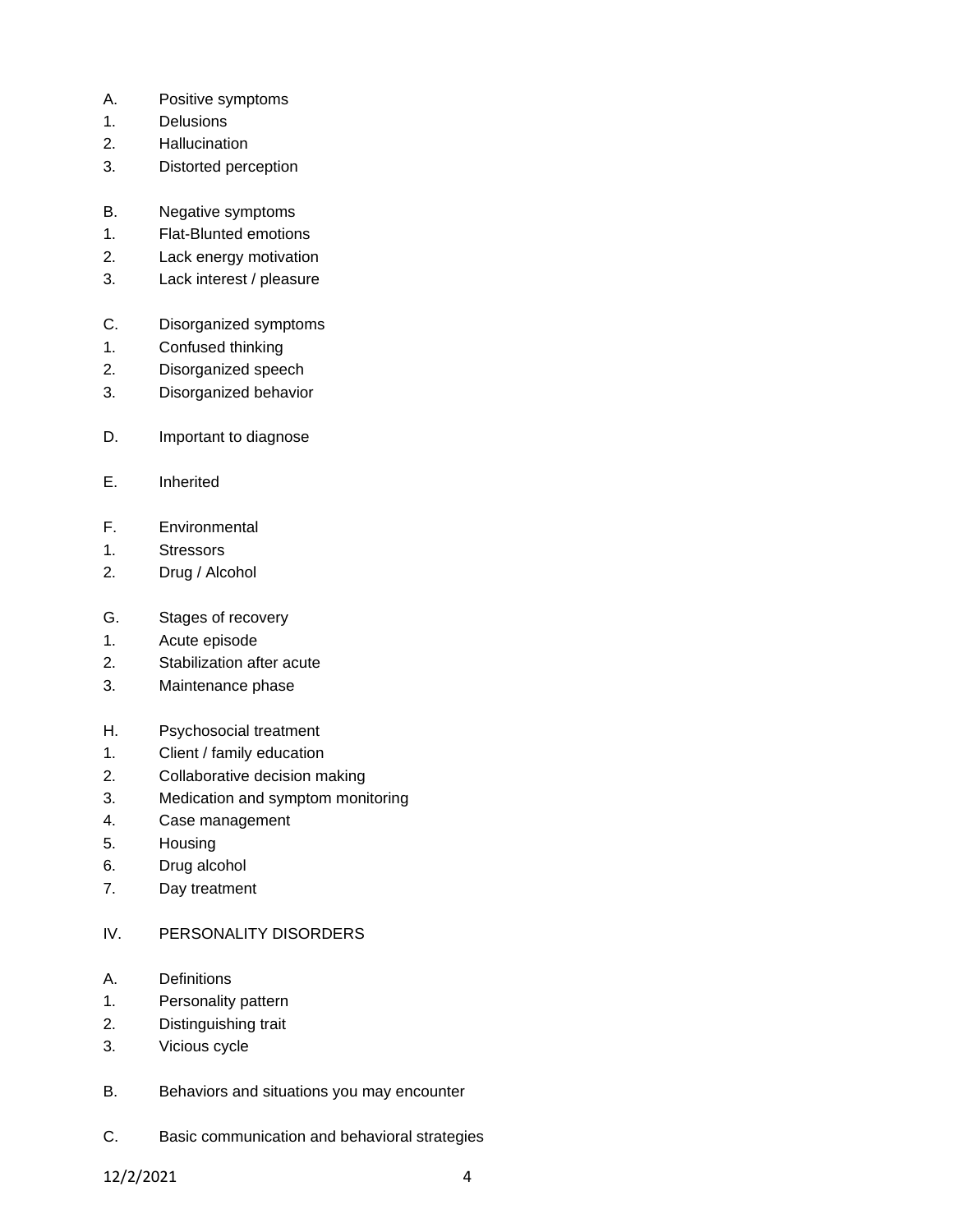A. Positive symptoms
1. Delusions
2. Hallucination
3. Distorted perception

B. Negative symptoms
1. Flat-Blunted emotions
2. Lack energy motivation
3. Lack interest / pleasure

C. Disorganized symptoms
1. Confused thinking
2. Disorganized speech
3. Disorganized behavior

D. Important to diagnose

E. Inherited

F. Environmental
1. Stressors
2. Drug / Alcohol

G. Stages of recovery
1. Acute episode
2. Stabilization after acute
3. Maintenance phase

H. Psychosocial treatment
1. Client / family education
2. Collaborative decision making
3. Medication and symptom monitoring
4. Case management
5. Housing
6. Drug alcohol
7. Day treatment

IV. PERSONALITY DISORDERS

A. Definitions
1. Personality pattern
2. Distinguishing trait
3. Vicious cycle

B. Behaviors and situations you may encounter

C. Basic communication and behavioral strategies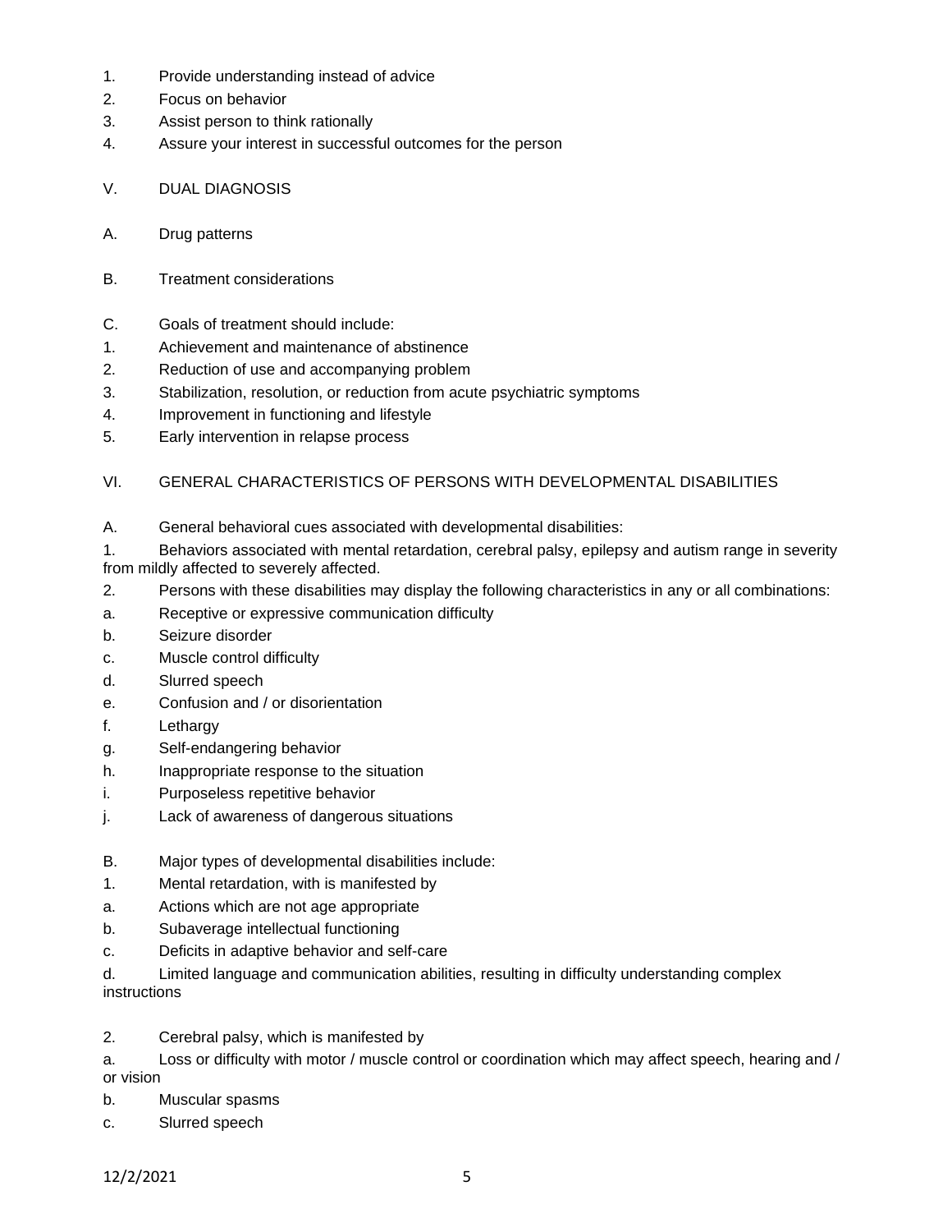1. Provide understanding instead of advice
2. Focus on behavior
3. Assist person to think rationally
4. Assure your interest in successful outcomes for the person

V. DUAL DIAGNOSIS

A. Drug patterns

B. Treatment considerations

C. Goals of treatment should include:
1. Achievement and maintenance of abstinence
2. Reduction of use and accompanying problem
3. Stabilization, resolution, or reduction from acute psychiatric symptoms
4. Improvement in functioning and lifestyle
5. Early intervention in relapse process

VI. GENERAL CHARACTERISTICS OF PERSONS WITH DEVELOPMENTAL DISABILITIES

A. General behavioral cues associated with developmental disabilities:
1. Behaviors associated with mental retardation, cerebral palsy, epilepsy and autism range in severity from mildly affected to severely affected.
2. Persons with these disabilities may display the following characteristics in any or all combinations:
a. Receptive or expressive communication difficulty
b. Seizure disorder
c. Muscle control difficulty
d. Slurred speech
e. Confusion and / or disorientation
f. Lethargy
g. Self-endangering behavior
h. Inappropriate response to the situation
i. Purposeless repetitive behavior
j. Lack of awareness of dangerous situations

B. Major types of developmental disabilities include:
1. Mental retardation, with is manifested by
a. Actions which are not age appropriate
b. Subaverage intellectual functioning
c. Deficits in adaptive behavior and self-care
d. Limited language and communication abilities, resulting in difficulty understanding complex instructions

2. Cerebral palsy, which is manifested by
a. Loss or difficulty with motor / muscle control or coordination which may affect speech, hearing and / or vision
b. Muscular spasms
c. Slurred speech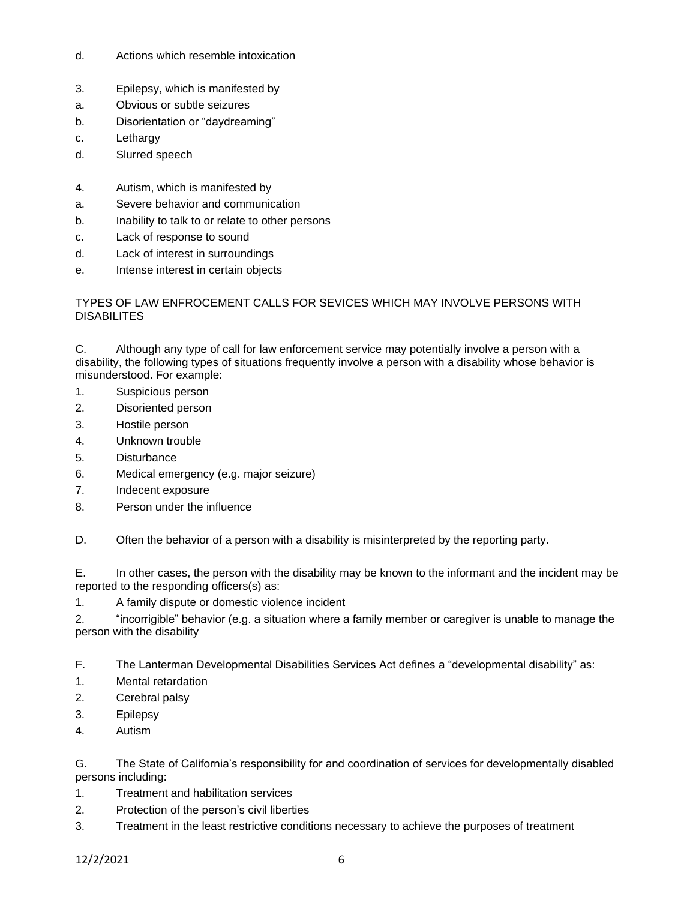d. Actions which resemble intoxication

3. Epilepsy, which is manifested by
a. Obvious or subtle seizures
b. Disorientation or “daydreaming”
c. Lethargy
d. Slurred speech

4. Autism, which is manifested by
a. Severe behavior and communication
b. Inability to talk to or relate to other persons
c. Lack of response to sound
d. Lack of interest in surroundings
e. Intense interest in certain objects

TYPES OF LAW ENFROCEMENT CALLS FOR SEVICES WHICH MAY INVOLVE PERSONS WITH DISABILITES

C. Although any type of call for law enforcement service may potentially involve a person with a disability, the following types of situations frequently involve a person with a disability whose behavior is misunderstood. For example:

1. Suspicious person
2. Disoriented person
3. Hostile person
4. Unknown trouble
5. Disturbance
6. Medical emergency (e.g. major seizure)
7. Indecent exposure
8. Person under the influence

D. Often the behavior of a person with a disability is misinterpreted by the reporting party.

E. In other cases, the person with the disability may be known to the informant and the incident may be reported to the responding officers(s) as:

1. A family dispute or domestic violence incident
2. “incorrigible” behavior (e.g. a situation where a family member or caregiver is unable to manage the person with the disability

F. The Lanterman Developmental Disabilities Services Act defines a “developmental disability” as:

1. Mental retardation
2. Cerebral palsy
3. Epilepsy
4. Autism

G. The State of California’s responsibility for and coordination of services for developmentally disabled persons including:

1. Treatment and habilitation services
2. Protection of the person’s civil liberties
3. Treatment in the least restrictive conditions necessary to achieve the purposes of treatment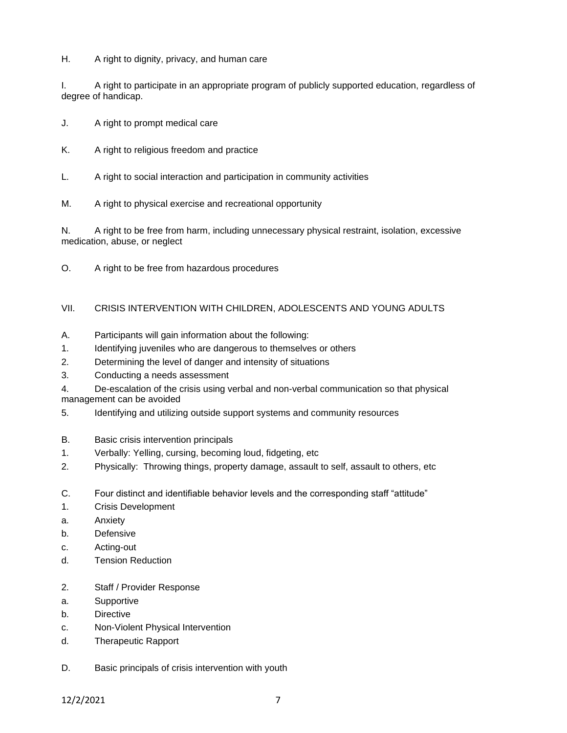H. A right to dignity, privacy, and human care

I. A right to participate in an appropriate program of publicly supported education, regardless of degree of handicap.

J. A right to prompt medical care

K. A right to religious freedom and practice

L. A right to social interaction and participation in community activities

M. A right to physical exercise and recreational opportunity

N. A right to be free from harm, including unnecessary physical restraint, isolation, excessive medication, abuse, or neglect

O. A right to be free from hazardous procedures

VII. CRISIS INTERVENTION WITH CHILDREN, ADOLESCENTS AND YOUNG ADULTS

A. Participants will gain information about the following:
1. Identifying juveniles who are dangerous to themselves or others
2. Determining the level of danger and intensity of situations
3. Conducting a needs assessment
4. De-escalation of the crisis using verbal and non-verbal communication so that physical management can be avoided
5. Identifying and utilizing outside support systems and community resources

B. Basic crisis intervention principals
1. Verbally: Yelling, cursing, becoming loud, fidgeting, etc
2. Physically: Throwing things, property damage, assault to self, assault to others, etc

C. Four distinct and identifiable behavior levels and the corresponding staff "attitude"
1. Crisis Development
a. Anxiety
b. Defensive
c. Acting-out
d. Tension Reduction

2. Staff / Provider Response
a. Supportive
b. Directive
c. Non-Violent Physical Intervention
d. Therapeutic Rapport

D. Basic principals of crisis intervention with youth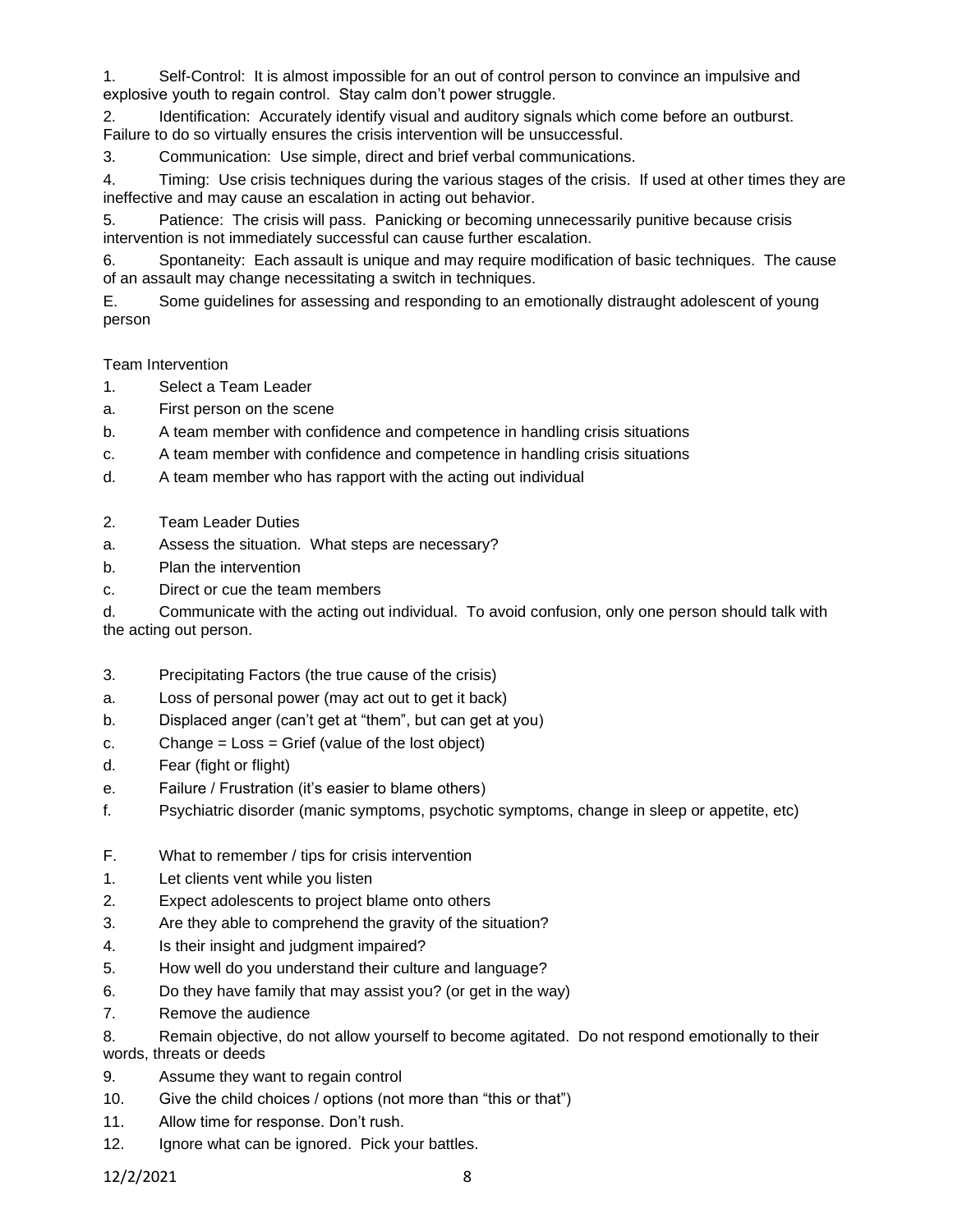1. Self-Control: It is almost impossible for an out of control person to convince an impulsive and explosive youth to regain control. Stay calm don't power struggle.
2. Identification: Accurately identify visual and auditory signals which come before an outburst. Failure to do so virtually ensures the crisis intervention will be unsuccessful.
3. Communication: Use simple, direct and brief verbal communications.
4. Timing: Use crisis techniques during the various stages of the crisis. If used at other times they are ineffective and may cause an escalation in acting out behavior.
5. Patience: The crisis will pass. Panicking or becoming unnecessarily punitive because crisis intervention is not immediately successful can cause further escalation.
6. Spontaneity: Each assault is unique and may require modification of basic techniques. The cause of an assault may change necessitating a switch in techniques.

E. Some guidelines for assessing and responding to an emotionally distraught adolescent of young person

Team Intervention

1. Select a Team Leader
   a. First person on the scene
   b. A team member with confidence and competence in handling crisis situations
   c. A team member with confidence and competence in handling crisis situations
   d. A team member who has rapport with the acting out individual

2. Team Leader Duties
   a. Assess the situation. What steps are necessary?
   b. Plan the intervention
   c. Direct or cue the team members
   d. Communicate with the acting out individual. To avoid confusion, only one person should talk with the acting out person.

3. Precipitating Factors (the true cause of the crisis)
   a. Loss of personal power (may act out to get it back)
   b. Displaced anger (can't get at "them", but can get at you)
   c. Change = Loss = Grief (value of the lost object)
   d. Fear (fight or flight)
   e. Failure / Frustration (it's easier to blame others)
   f. Psychiatric disorder (manic symptoms, psychotic symptoms, change in sleep or appetite, etc)

F. What to remember / tips for crisis intervention

1. Let clients vent while you listen
2. Expect adolescents to project blame onto others
3. Are they able to comprehend the gravity of the situation?
4. Is their insight and judgment impaired?
5. How well do you understand their culture and language?
6. Do they have family that may assist you? (or get in the way)
7. Remove the audience
8. Remain objective, do not allow yourself to become agitated. Do not respond emotionally to their words, threats or deeds
9. Assume they want to regain control
10. Give the child choices / options (not more than "this or that")
11. Allow time for response. Don't rush.
12. Ignore what can be ignored. Pick your battles.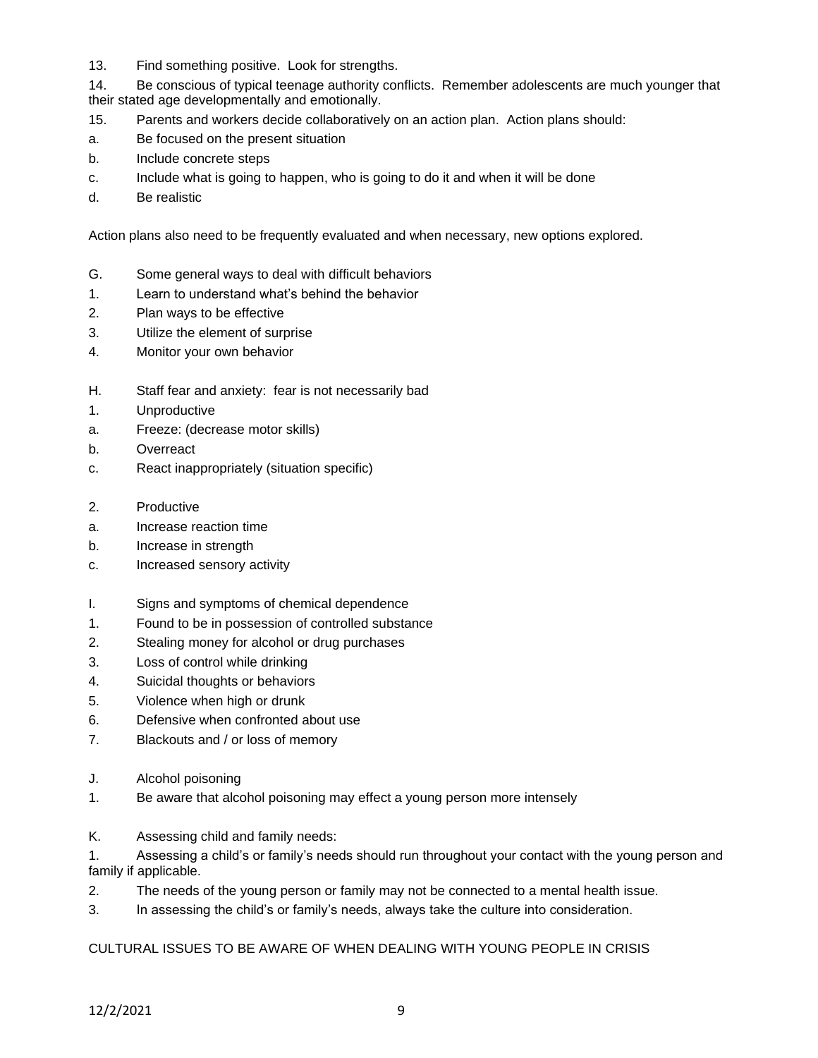13. Find something positive. Look for strengths.

14. Be conscious of typical teenage authority conflicts. Remember adolescents are much younger that their stated age developmentally and emotionally.

15. Parents and workers decide collaboratively on an action plan. Action plans should:

a. Be focused on the present situation

b. Include concrete steps

c. Include what is going to happen, who is going to do it and when it will be done

d. Be realistic

Action plans also need to be frequently evaluated and when necessary, new options explored.

G. Some general ways to deal with difficult behaviors

1. Learn to understand what's behind the behavior
2. Plan ways to be effective
3. Utilize the element of surprise
4. Monitor your own behavior

H. Staff fear and anxiety: fear is not necessarily bad

1. Unproductive

a. Freeze: (decrease motor skills)

b. Overreact

c. React inappropriately (situation specific)

2. Productive

a. Increase reaction time

b. Increase in strength

c. Increased sensory activity

I. Signs and symptoms of chemical dependence

1. Found to be in possession of controlled substance
2. Stealing money for alcohol or drug purchases
3. Loss of control while drinking
4. Suicidal thoughts or behaviors
5. Violence when high or drunk
6. Defensive when confronted about use
7. Blackouts and / or loss of memory

J. Alcohol poisoning

1. Be aware that alcohol poisoning may effect a young person more intensely

K. Assessing child and family needs:

1. Assessing a child's or family's needs should run throughout your contact with the young person and family if applicable.
2. The needs of the young person or family may not be connected to a mental health issue.
3. In assessing the child's or family's needs, always take the culture into consideration.

CULTURAL ISSUES TO BE AWARE OF WHEN DEALING WITH YOUNG PEOPLE IN CRISIS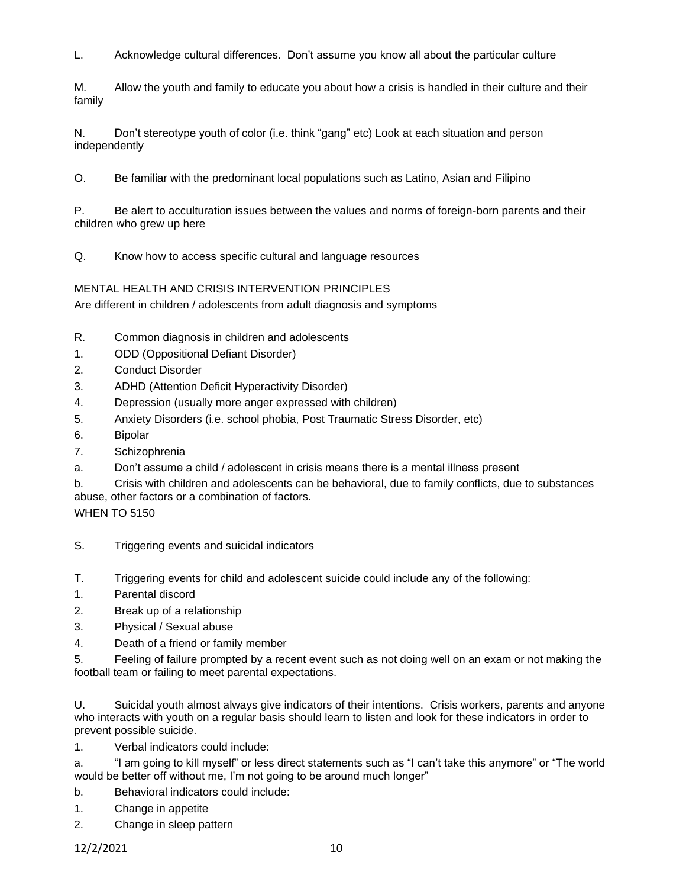L. Acknowledge cultural differences. Don't assume you know all about the particular culture

M. Allow the youth and family to educate you about how a crisis is handled in their culture and their family

N. Don't stereotype youth of color (i.e. think "gang" etc) Look at each situation and person independently

O. Be familiar with the predominant local populations such as Latino, Asian and Filipino

P. Be alert to acculturation issues between the values and norms of foreign-born parents and their children who grew up here

Q. Know how to access specific cultural and language resources

MENTAL HEALTH AND CRISIS INTERVENTION PRINCIPLES

Are different in children / adolescents from adult diagnosis and symptoms

R. Common diagnosis in children and adolescents

1. ODD (Oppositional Defiant Disorder)
2. Conduct Disorder
3. ADHD (Attention Deficit Hyperactivity Disorder)
4. Depression (usually more anger expressed with children)
5. Anxiety Disorders (i.e. school phobia, Post Traumatic Stress Disorder, etc)
6. Bipolar
7. Schizophrenia

a. Don't assume a child / adolescent in crisis means there is a mental illness present

b. Crisis with children and adolescents can be behavioral, due to family conflicts, due to substances abuse, other factors or a combination of factors.

WHEN TO 5150

S. Triggering events and suicidal indicators

T. Triggering events for child and adolescent suicide could include any of the following:

1. Parental discord
2. Break up of a relationship
3. Physical / Sexual abuse
4. Death of a friend or family member
5. Feeling of failure prompted by a recent event such as not doing well on an exam or not making the football team or failing to meet parental expectations.

U. Suicidal youth almost always give indicators of their intentions. Crisis workers, parents and anyone who interacts with youth on a regular basis should learn to listen and look for these indicators in order to prevent possible suicide.

1. Verbal indicators could include:

a. "I am going to kill myself" or less direct statements such as "I can't take this anymore" or "The world would be better off without me, I'm not going to be around much longer"

b. Behavioral indicators could include:

1. Change in appetite
2. Change in sleep pattern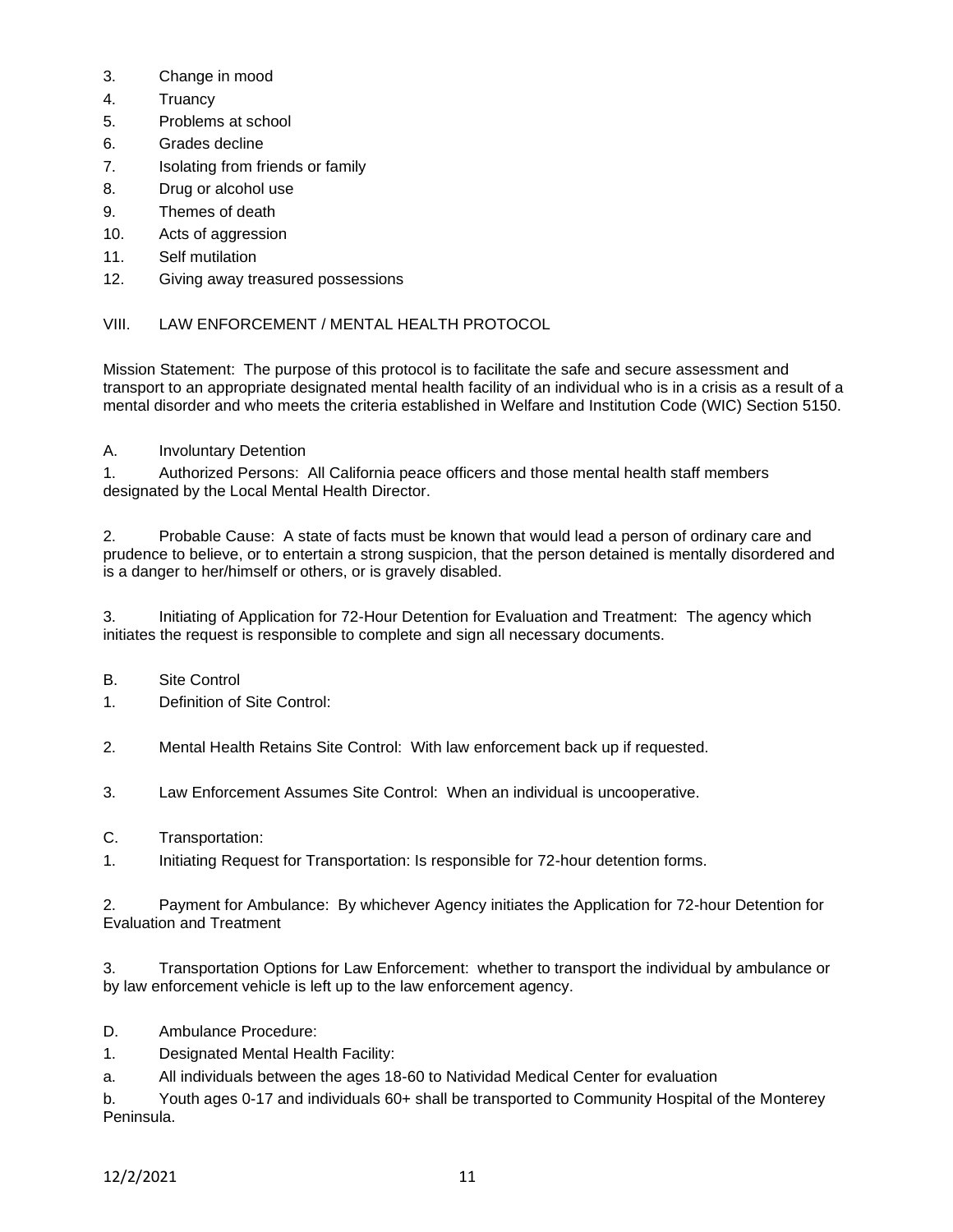3. Change in mood
4. Truancy
5. Problems at school
6. Grades decline
7. Isolating from friends or family
8. Drug or alcohol use
9. Themes of death
10. Acts of aggression
11. Self mutilation
12. Giving away treasured possessions

## VIII. LAW ENFORCEMENT / MENTAL HEALTH PROTOCOL

Mission Statement: The purpose of this protocol is to facilitate the safe and secure assessment and transport to an appropriate designated mental health facility of an individual who is in a crisis as a result of a mental disorder and who meets the criteria established in Welfare and Institution Code (WIC) Section 5150.

### A. Involuntary Detention

1. Authorized Persons: All California peace officers and those mental health staff members designated by the Local Mental Health Director.

2. Probable Cause: A state of facts must be known that would lead a person of ordinary care and prudence to believe, or to entertain a strong suspicion, that the person detained is mentally disordered and is a danger to her/himself or others, or is gravely disabled.

3. Initiating of Application for 72-Hour Detention for Evaluation and Treatment: The agency which initiates the request is responsible to complete and sign all necessary documents.

### B. Site Control

1. Definition of Site Control:

2. Mental Health Retains Site Control: With law enforcement back up if requested.

3. Law Enforcement Assumes Site Control: When an individual is uncooperative.

### C. Transportation:

1. Initiating Request for Transportation: Is responsible for 72-hour detention forms.

2. Payment for Ambulance: By whichever Agency initiates the Application for 72-hour Detention for Evaluation and Treatment

3. Transportation Options for Law Enforcement: whether to transport the individual by ambulance or by law enforcement vehicle is left up to the law enforcement agency.

### D. Ambulance Procedure:

1. Designated Mental Health Facility:

a. All individuals between the ages 18-60 to Natividad Medical Center for evaluation

b. Youth ages 0-17 and individuals 60+ shall be transported to Community Hospital of the Monterey Peninsula.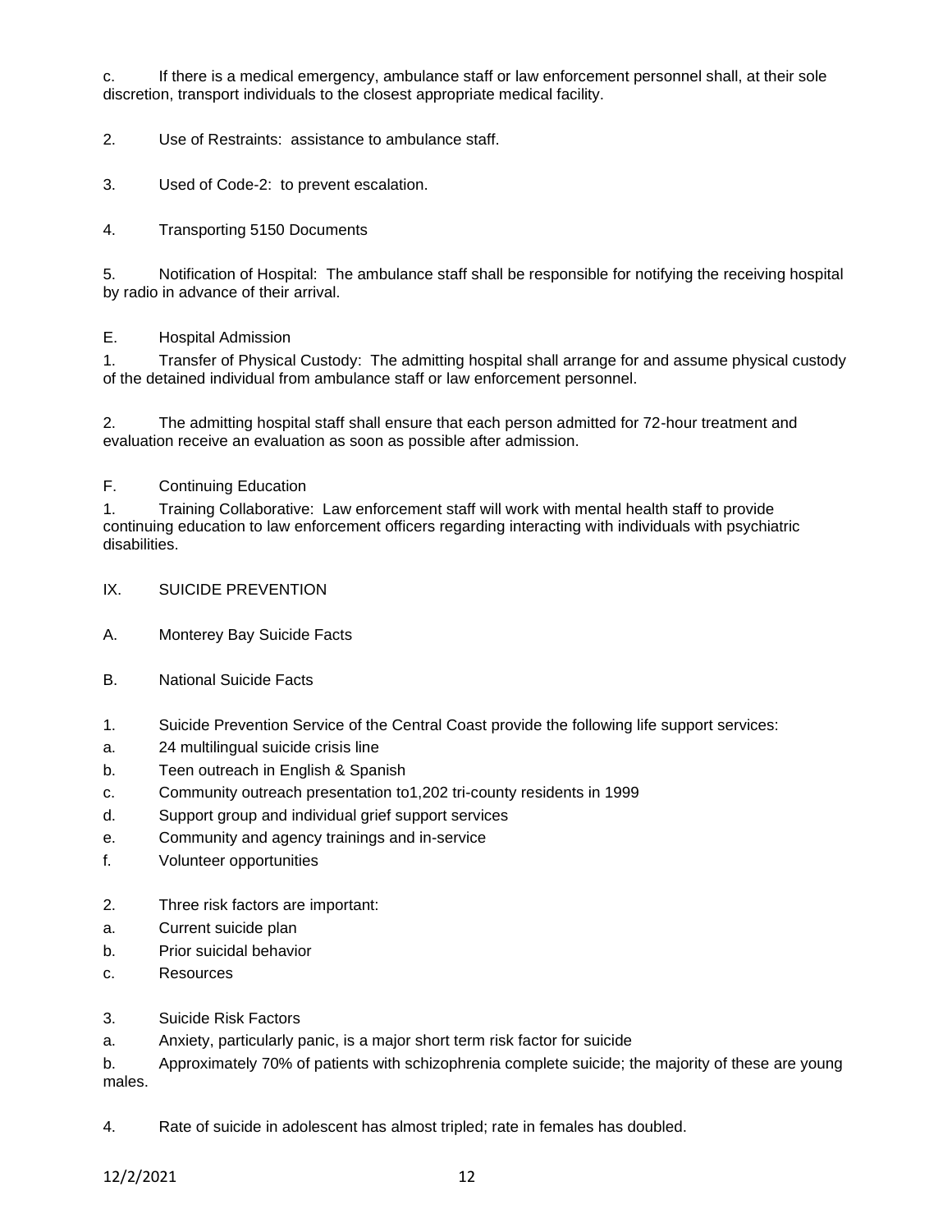c. If there is a medical emergency, ambulance staff or law enforcement personnel shall, at their sole discretion, transport individuals to the closest appropriate medical facility.

2. Use of Restraints: assistance to ambulance staff.

3. Used of Code-2: to prevent escalation.

4. Transporting 5150 Documents

5. Notification of Hospital: The ambulance staff shall be responsible for notifying the receiving hospital by radio in advance of their arrival.

E. Hospital Admission

1. Transfer of Physical Custody: The admitting hospital shall arrange for and assume physical custody of the detained individual from ambulance staff or law enforcement personnel.

2. The admitting hospital staff shall ensure that each person admitted for 72-hour treatment and evaluation receive an evaluation as soon as possible after admission.

F. Continuing Education

1. Training Collaborative: Law enforcement staff will work with mental health staff to provide continuing education to law enforcement officers regarding interacting with individuals with psychiatric disabilities.

IX. SUICIDE PREVENTION

A. Monterey Bay Suicide Facts

B. National Suicide Facts

1. Suicide Prevention Service of the Central Coast provide the following life support services:

a. 24 multilingual suicide crisis line

b. Teen outreach in English & Spanish

c. Community outreach presentation to1,202 tri-county residents in 1999

d. Support group and individual grief support services

e. Community and agency trainings and in-service

f. Volunteer opportunities

2. Three risk factors are important:

a. Current suicide plan

b. Prior suicidal behavior

c. Resources

3. Suicide Risk Factors

a. Anxiety, particularly panic, is a major short term risk factor for suicide

b. Approximately 70% of patients with schizophrenia complete suicide; the majority of these are young males.

4. Rate of suicide in adolescent has almost tripled; rate in females has doubled.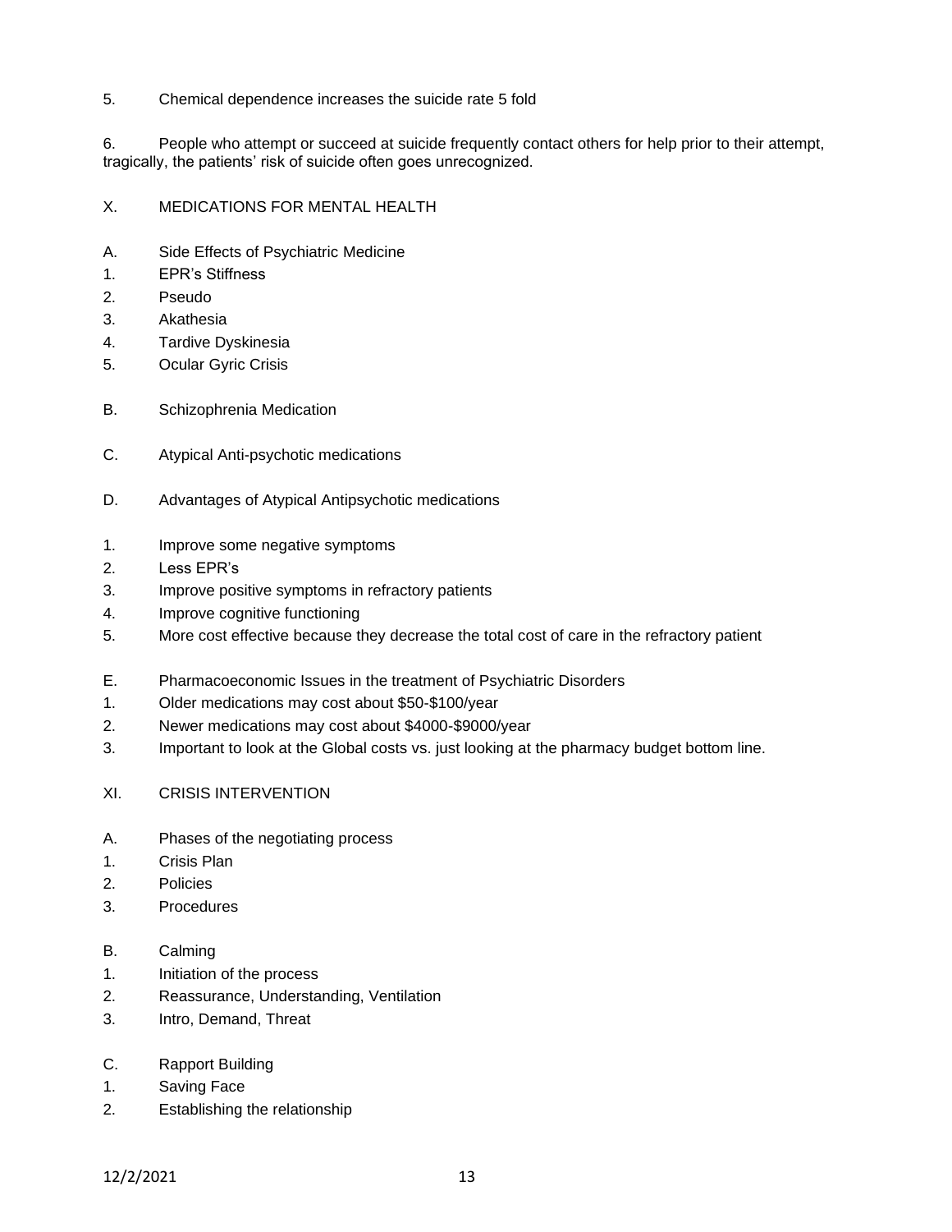5. Chemical dependence increases the suicide rate 5 fold

6. People who attempt or succeed at suicide frequently contact others for help prior to their attempt, tragically, the patients' risk of suicide often goes unrecognized.

## X. MEDICATIONS FOR MENTAL HEALTH

A. Side Effects of Psychiatric Medicine

1. EPR's Stiffness
2. Pseudo
3. Akathesia
4. Tardive Dyskinesia
5. Ocular Gyric Crisis

B. Schizophrenia Medication

C. Atypical Anti-psychotic medications

D. Advantages of Atypical Antipsychotic medications

1. Improve some negative symptoms
2. Less EPR's
3. Improve positive symptoms in refractory patients
4. Improve cognitive functioning
5. More cost effective because they decrease the total cost of care in the refractory patient

E. Pharmacoeconomic Issues in the treatment of Psychiatric Disorders

1. Older medications may cost about $50-$100/year
2. Newer medications may cost about $4000-$9000/year
3. Important to look at the Global costs vs. just looking at the pharmacy budget bottom line.

## XI. CRISIS INTERVENTION

A. Phases of the negotiating process

1. Crisis Plan
2. Policies
3. Procedures

B. Calming

1. Initiation of the process
2. Reassurance, Understanding, Ventilation
3. Intro, Demand, Threat

C. Rapport Building

1. Saving Face
2. Establishing the relationship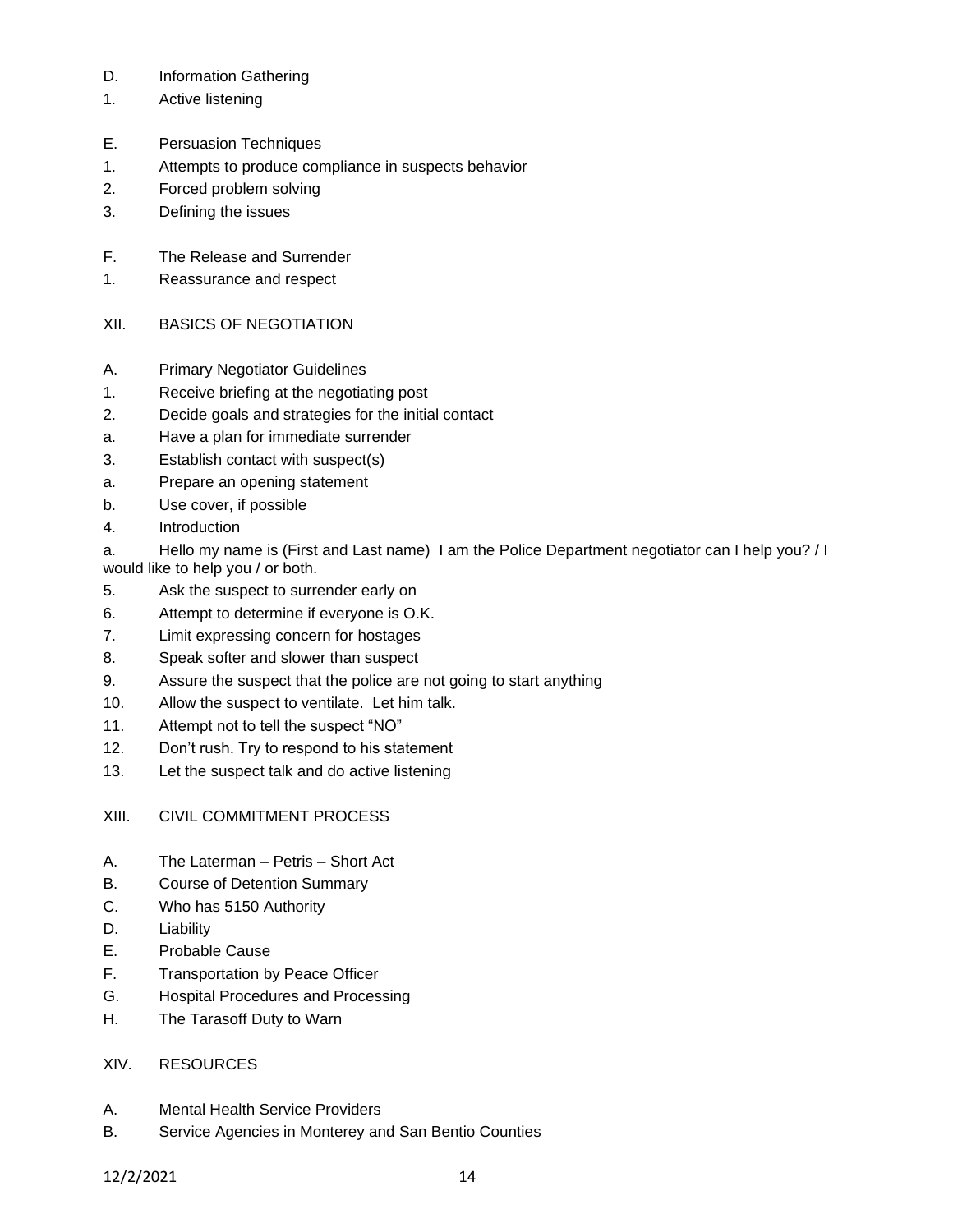D. Information Gathering

1. Active listening

E. Persuasion Techniques

1. Attempts to produce compliance in suspects behavior
2. Forced problem solving
3. Defining the issues

F. The Release and Surrender

1. Reassurance and respect

XII. BASICS OF NEGOTIATION

A. Primary Negotiator Guidelines

1. Receive briefing at the negotiating post
2. Decide goals and strategies for the initial contact

a. Have a plan for immediate surrender

3. Establish contact with suspect(s)

a. Prepare an opening statement

b. Use cover, if possible

4. Introduction

a. Hello my name is (First and Last name) I am the Police Department negotiator can I help you? / I would like to help you / or both.

5. Ask the suspect to surrender early on
6. Attempt to determine if everyone is O.K.
7. Limit expressing concern for hostages
8. Speak softer and slower than suspect
9. Assure the suspect that the police are not going to start anything
10. Allow the suspect to ventilate. Let him talk.
11. Attempt not to tell the suspect "NO"
12. Don't rush. Try to respond to his statement
13. Let the suspect talk and do active listening

XIII. CIVIL COMMITMENT PROCESS

A. The Laterman – Petris – Short Act

B. Course of Detention Summary

C. Who has 5150 Authority

D. Liability

E. Probable Cause

F. Transportation by Peace Officer

G. Hospital Procedures and Processing

H. The Tarasoff Duty to Warn

XIV. RESOURCES

A. Mental Health Service Providers

B. Service Agencies in Monterey and San Bentio Counties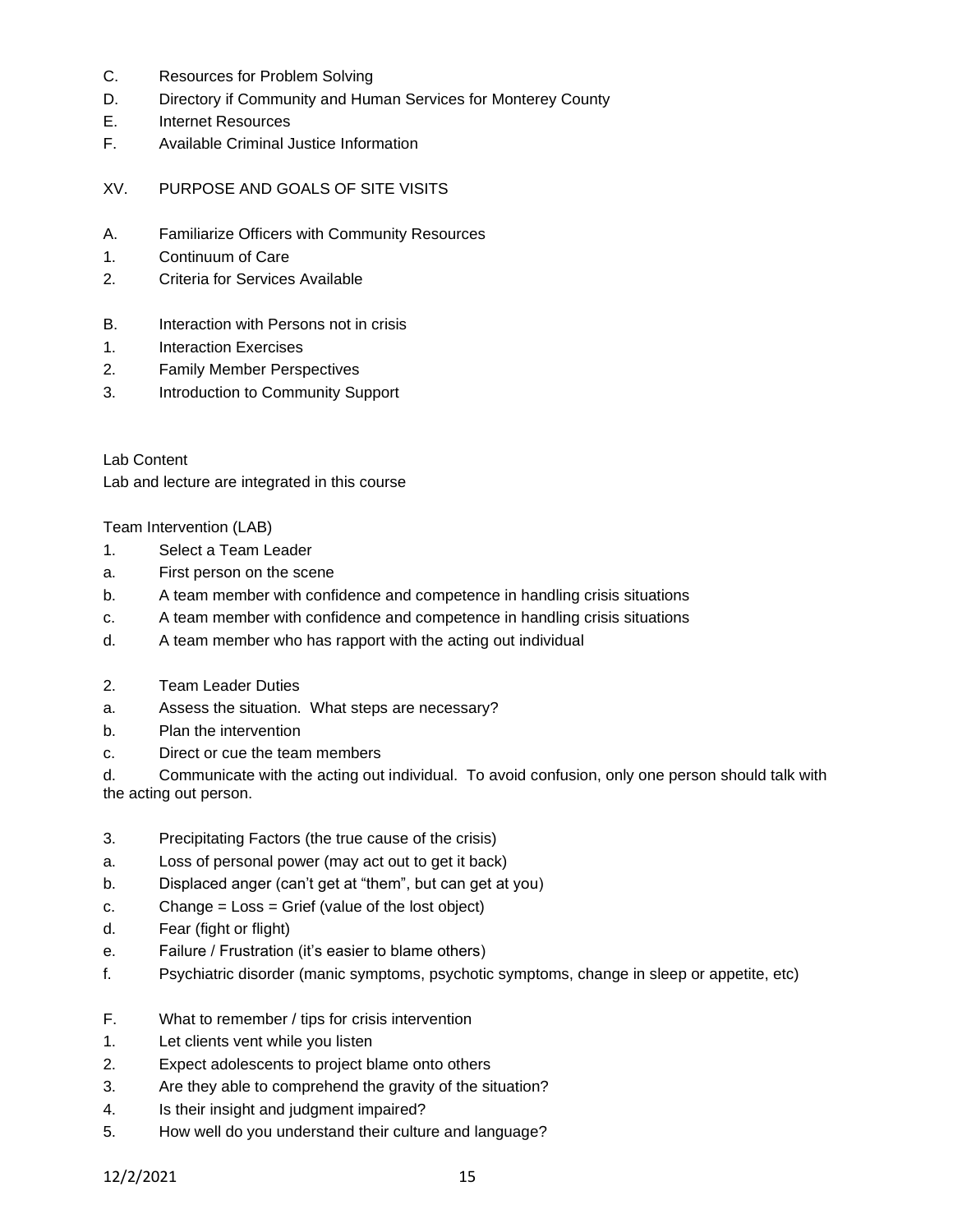C. Resources for Problem Solving
D. Directory if Community and Human Services for Monterey County
E. Internet Resources
F. Available Criminal Justice Information

XV. PURPOSE AND GOALS OF SITE VISITS

A. Familiarize Officers with Community Resources
1. Continuum of Care
2. Criteria for Services Available

B. Interaction with Persons not in crisis
1. Interaction Exercises
2. Family Member Perspectives
3. Introduction to Community Support

Lab Content
Lab and lecture are integrated in this course

Team Intervention (LAB)
1. Select a Team Leader
a. First person on the scene
b. A team member with confidence and competence in handling crisis situations
c. A team member with confidence and competence in handling crisis situations
d. A team member who has rapport with the acting out individual

2. Team Leader Duties
a. Assess the situation. What steps are necessary?
b. Plan the intervention
c. Direct or cue the team members
d. Communicate with the acting out individual. To avoid confusion, only one person should talk with the acting out person.

3. Precipitating Factors (the true cause of the crisis)
a. Loss of personal power (may act out to get it back)
b. Displaced anger (can't get at "them", but can get at you)
c. Change = Loss = Grief (value of the lost object)
d. Fear (fight or flight)
e. Failure / Frustration (it's easier to blame others)
f. Psychiatric disorder (manic symptoms, psychotic symptoms, change in sleep or appetite, etc)

F. What to remember / tips for crisis intervention
1. Let clients vent while you listen
2. Expect adolescents to project blame onto others
3. Are they able to comprehend the gravity of the situation?
4. Is their insight and judgment impaired?
5. How well do you understand their culture and language?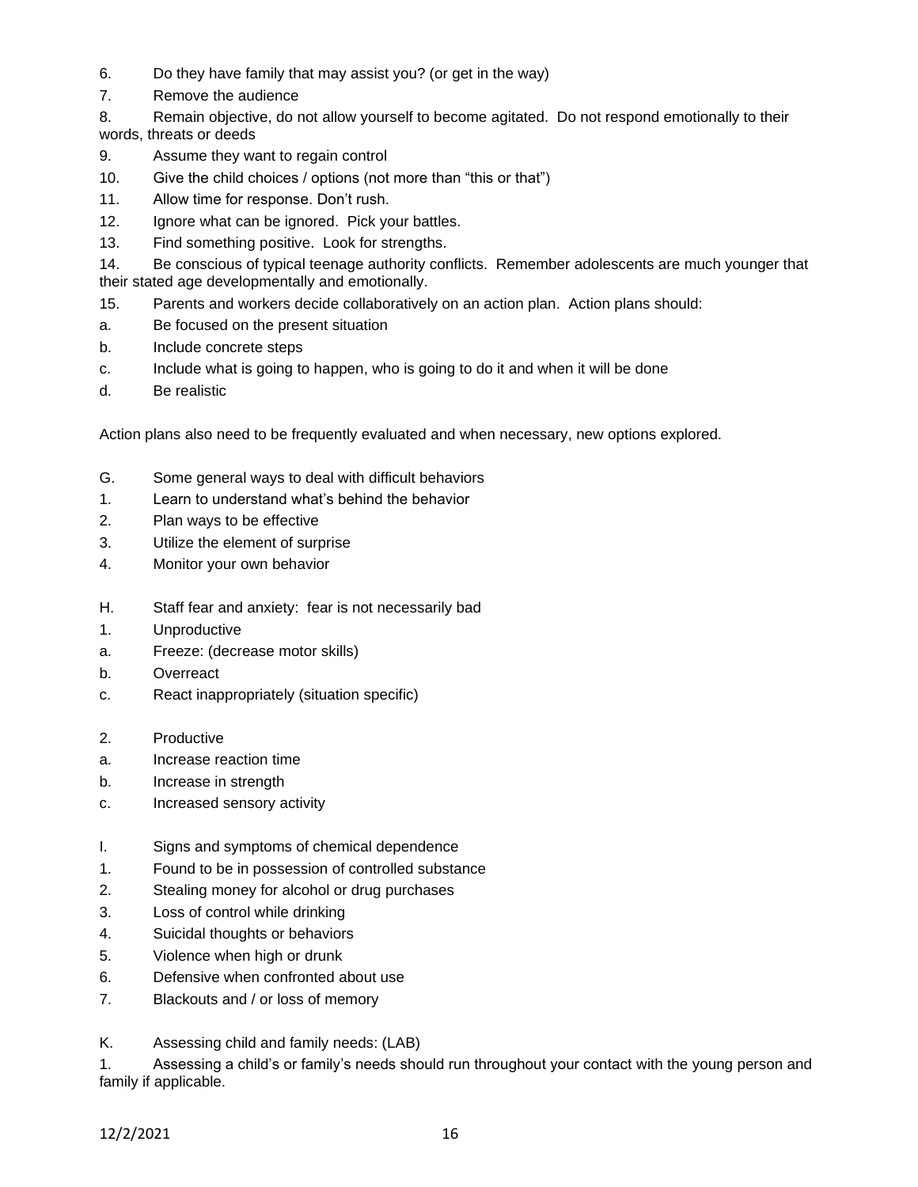6. Do they have family that may assist you? (or get in the way)
7. Remove the audience
8. Remain objective, do not allow yourself to become agitated. Do not respond emotionally to their words, threats or deeds
9. Assume they want to regain control
10. Give the child choices / options (not more than "this or that")
11. Allow time for response. Don't rush.
12. Ignore what can be ignored. Pick your battles.
13. Find something positive. Look for strengths.
14. Be conscious of typical teenage authority conflicts. Remember adolescents are much younger that their stated age developmentally and emotionally.
15. Parents and workers decide collaboratively on an action plan. Action plans should:

a. Be focused on the present situation
b. Include concrete steps
c. Include what is going to happen, who is going to do it and when it will be done
d. Be realistic

Action plans also need to be frequently evaluated and when necessary, new options explored.

G. Some general ways to deal with difficult behaviors

1. Learn to understand what's behind the behavior
2. Plan ways to be effective
3. Utilize the element of surprise
4. Monitor your own behavior

H. Staff fear and anxiety: fear is not necessarily bad

1. Unproductive

a. Freeze: (decrease motor skills)
b. Overreact
c. React inappropriately (situation specific)

2. Productive

a. Increase reaction time
b. Increase in strength
c. Increased sensory activity

I. Signs and symptoms of chemical dependence

1. Found to be in possession of controlled substance
2. Stealing money for alcohol or drug purchases
3. Loss of control while drinking
4. Suicidal thoughts or behaviors
5. Violence when high or drunk
6. Defensive when confronted about use
7. Blackouts and / or loss of memory

K. Assessing child and family needs: (LAB)

1. Assessing a child's or family's needs should run throughout your contact with the young person and family if applicable.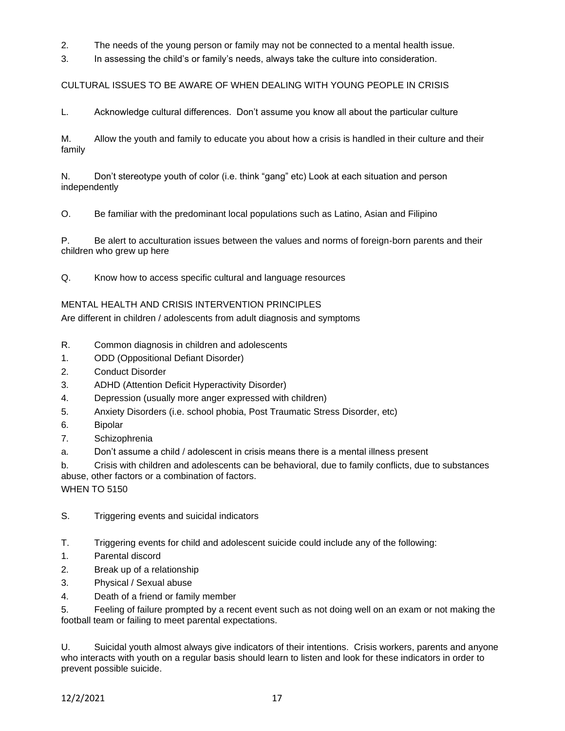2. The needs of the young person or family may not be connected to a mental health issue.
3. In assessing the child's or family's needs, always take the culture into consideration.

CULTURAL ISSUES TO BE AWARE OF WHEN DEALING WITH YOUNG PEOPLE IN CRISIS

L. Acknowledge cultural differences. Don't assume you know all about the particular culture

M. Allow the youth and family to educate you about how a crisis is handled in their culture and their family

N. Don't stereotype youth of color (i.e. think "gang" etc) Look at each situation and person independently

O. Be familiar with the predominant local populations such as Latino, Asian and Filipino

P. Be alert to acculturation issues between the values and norms of foreign-born parents and their children who grew up here

Q. Know how to access specific cultural and language resources

MENTAL HEALTH AND CRISIS INTERVENTION PRINCIPLES
Are different in children / adolescents from adult diagnosis and symptoms

R. Common diagnosis in children and adolescents
1. ODD (Oppositional Defiant Disorder)
2. Conduct Disorder
3. ADHD (Attention Deficit Hyperactivity Disorder)
4. Depression (usually more anger expressed with children)
5. Anxiety Disorders (i.e. school phobia, Post Traumatic Stress Disorder, etc)
6. Bipolar
7. Schizophrenia

a. Don't assume a child / adolescent in crisis means there is a mental illness present

b. Crisis with children and adolescents can be behavioral, due to family conflicts, due to substances abuse, other factors or a combination of factors.

WHEN TO 5150

S. Triggering events and suicidal indicators

T. Triggering events for child and adolescent suicide could include any of the following:
1. Parental discord
2. Break up of a relationship
3. Physical / Sexual abuse
4. Death of a friend or family member
5. Feeling of failure prompted by a recent event such as not doing well on an exam or not making the football team or failing to meet parental expectations.

U. Suicidal youth almost always give indicators of their intentions. Crisis workers, parents and anyone who interacts with youth on a regular basis should learn to listen and look for these indicators in order to prevent possible suicide.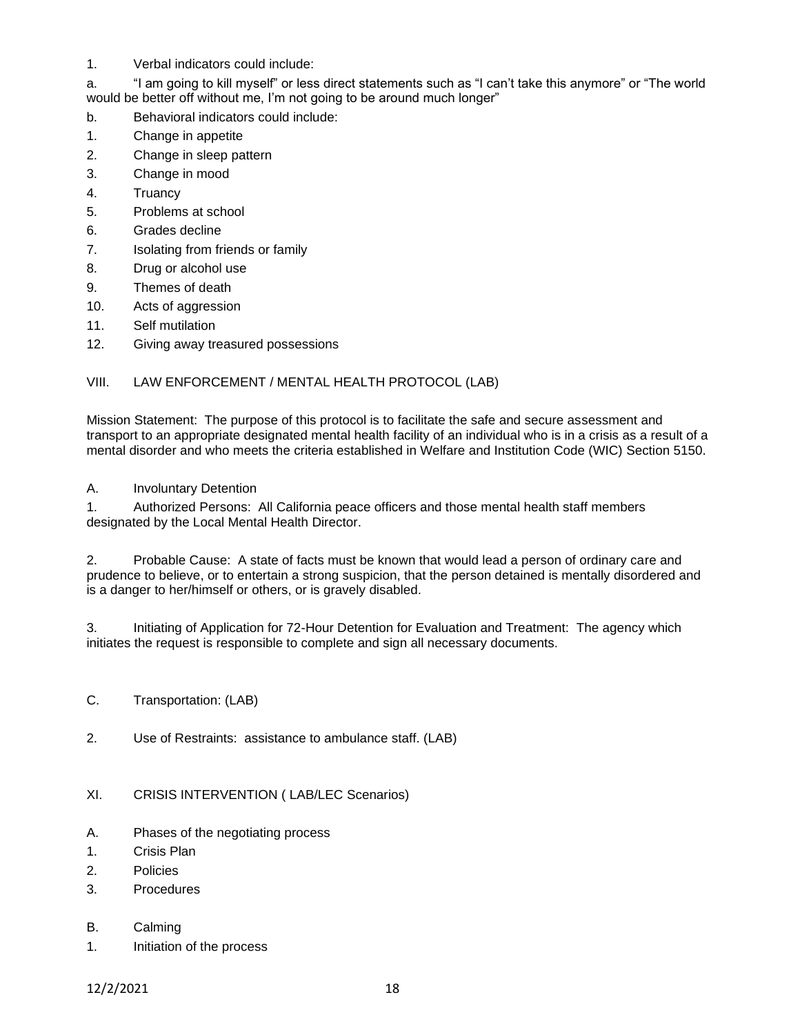1. Verbal indicators could include:

a. "I am going to kill myself" or less direct statements such as "I can't take this anymore" or "The world would be better off without me, I'm not going to be around much longer"

b. Behavioral indicators could include:

1. Change in appetite
2. Change in sleep pattern
3. Change in mood
4. Truancy
5. Problems at school
6. Grades decline
7. Isolating from friends or family
8. Drug or alcohol use
9. Themes of death
10. Acts of aggression
11. Self mutilation
12. Giving away treasured possessions

VIII. LAW ENFORCEMENT / MENTAL HEALTH PROTOCOL (LAB)

Mission Statement: The purpose of this protocol is to facilitate the safe and secure assessment and transport to an appropriate designated mental health facility of an individual who is in a crisis as a result of a mental disorder and who meets the criteria established in Welfare and Institution Code (WIC) Section 5150.

A. Involuntary Detention

1. Authorized Persons: All California peace officers and those mental health staff members designated by the Local Mental Health Director.

2. Probable Cause: A state of facts must be known that would lead a person of ordinary care and prudence to believe, or to entertain a strong suspicion, that the person detained is mentally disordered and is a danger to her/himself or others, or is gravely disabled.

3. Initiating of Application for 72-Hour Detention for Evaluation and Treatment: The agency which initiates the request is responsible to complete and sign all necessary documents.

C. Transportation: (LAB)

2. Use of Restraints: assistance to ambulance staff. (LAB)

XI. CRISIS INTERVENTION ( LAB/LEC Scenarios)

A. Phases of the negotiating process

1. Crisis Plan
2. Policies
3. Procedures

B. Calming

1. Initiation of the process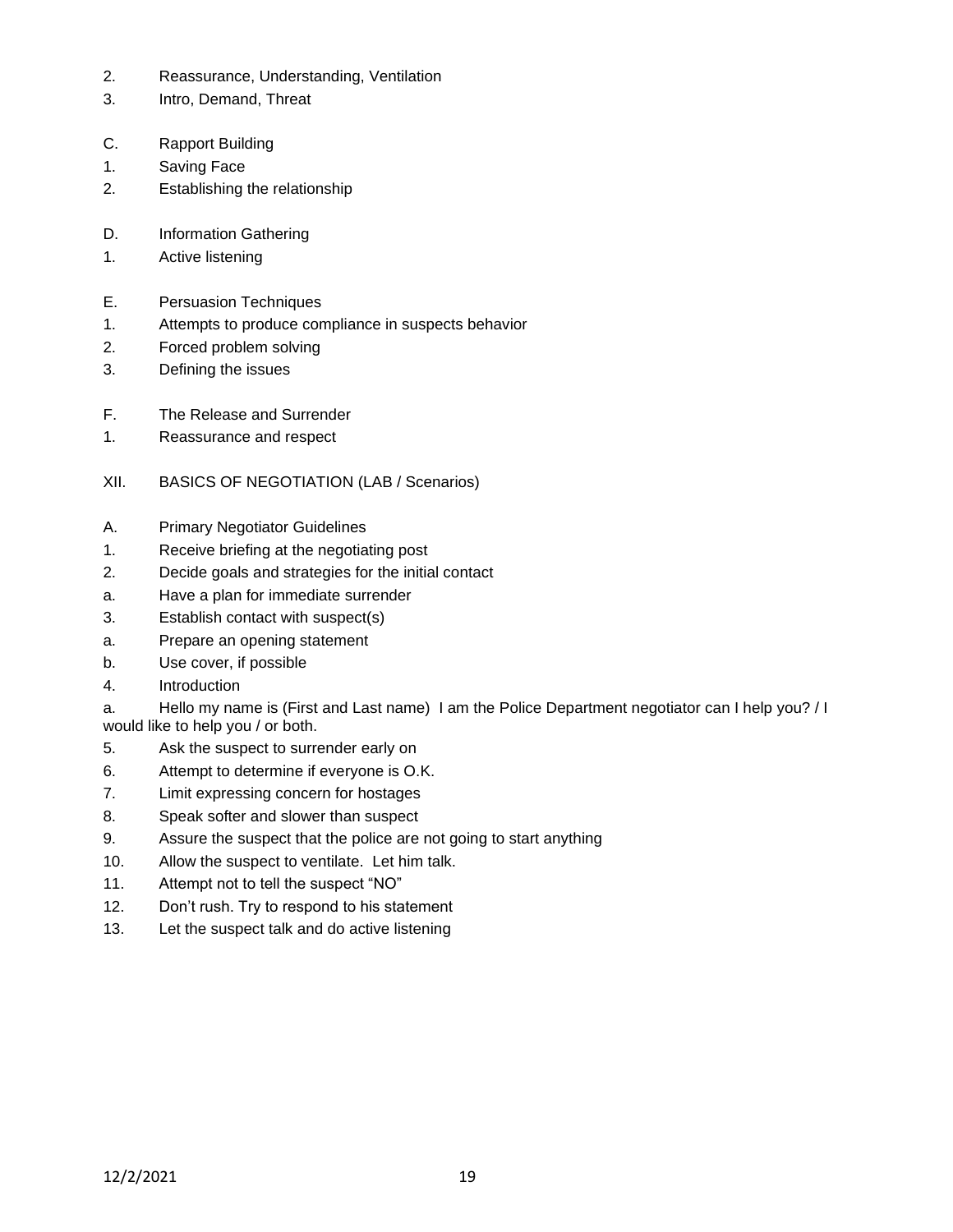2. Reassurance, Understanding, Ventilation
3. Intro, Demand, Threat

C. Rapport Building
1. Saving Face
2. Establishing the relationship

D. Information Gathering
1. Active listening

E. Persuasion Techniques
1. Attempts to produce compliance in suspects behavior
2. Forced problem solving
3. Defining the issues

F. The Release and Surrender
1. Reassurance and respect

XII. BASICS OF NEGOTIATION (LAB / Scenarios)

A. Primary Negotiator Guidelines
1. Receive briefing at the negotiating post
2. Decide goals and strategies for the initial contact
a. Have a plan for immediate surrender
3. Establish contact with suspect(s)
a. Prepare an opening statement
b. Use cover, if possible
4. Introduction
a. Hello my name is (First and Last name) I am the Police Department negotiator can I help you? / I would like to help you / or both.
5. Ask the suspect to surrender early on
6. Attempt to determine if everyone is O.K.
7. Limit expressing concern for hostages
8. Speak softer and slower than suspect
9. Assure the suspect that the police are not going to start anything
10. Allow the suspect to ventilate. Let him talk.
11. Attempt not to tell the suspect "NO"
12. Don't rush. Try to respond to his statement
13. Let the suspect talk and do active listening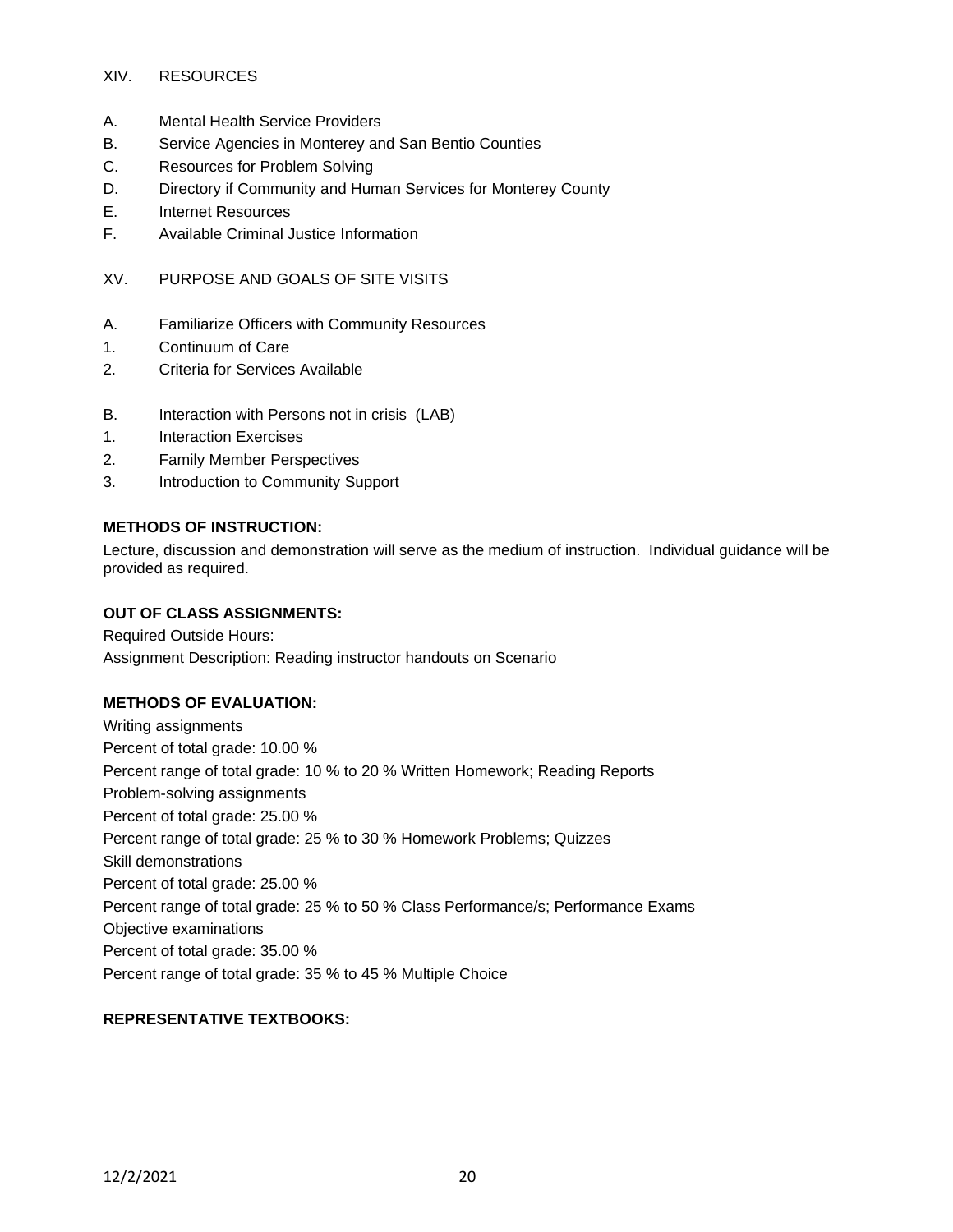XIV. RESOURCES

A. Mental Health Service Providers
B. Service Agencies in Monterey and San Bentio Counties
C. Resources for Problem Solving
D. Directory if Community and Human Services for Monterey County
E. Internet Resources
F. Available Criminal Justice Information

XV. PURPOSE AND GOALS OF SITE VISITS

A. Familiarize Officers with Community Resources
1. Continuum of Care
2. Criteria for Services Available

B. Interaction with Persons not in crisis (LAB)
1. Interaction Exercises
2. Family Member Perspectives
3. Introduction to Community Support

**METHODS OF INSTRUCTION:**

Lecture, discussion and demonstration will serve as the medium of instruction. Individual guidance will be provided as required.

**OUT OF CLASS ASSIGNMENTS:**

Required Outside Hours:
Assignment Description: Reading instructor handouts on Scenario

**METHODS OF EVALUATION:**

Writing assignments
Percent of total grade: 10.00 %
Percent range of total grade: 10 % to 20 % Written Homework; Reading Reports
Problem-solving assignments
Percent of total grade: 25.00 %
Percent range of total grade: 25 % to 30 % Homework Problems; Quizzes
Skill demonstrations
Percent of total grade: 25.00 %
Percent range of total grade: 25 % to 50 % Class Performance/s; Performance Exams
Objective examinations
Percent of total grade: 35.00 %
Percent range of total grade: 35 % to 45 % Multiple Choice

**REPRESENTATIVE TEXTBOOKS:**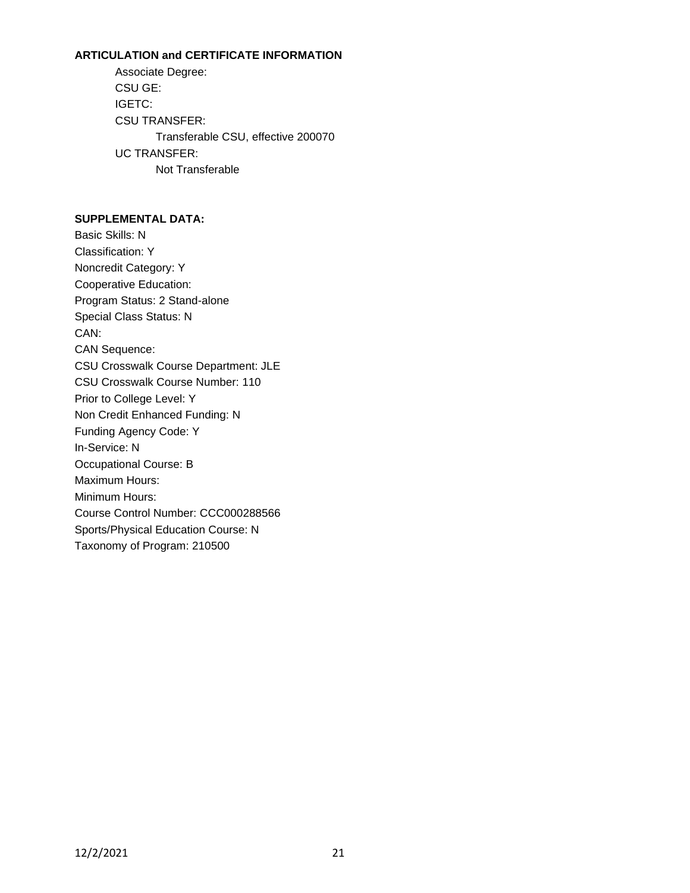**ARTICULATION and CERTIFICATE INFORMATION**

Associate Degree:
CSU GE:
IGETC:
CSU TRANSFER:
Transferable CSU, effective 200070
UC TRANSFER:
Not Transferable

**SUPPLEMENTAL DATA:**

Basic Skills: N
Classification: Y
Noncredit Category: Y
Cooperative Education:
Program Status: 2 Stand-alone
Special Class Status: N
CAN:
CAN Sequence:
CSU Crosswalk Course Department: JLE
CSU Crosswalk Course Number: 110
Prior to College Level: Y
Non Credit Enhanced Funding: N
Funding Agency Code: Y
In-Service: N
Occupational Course: B
Maximum Hours:
Minimum Hours:
Course Control Number: CCC000288566
Sports/Physical Education Course: N
Taxonomy of Program: 210500